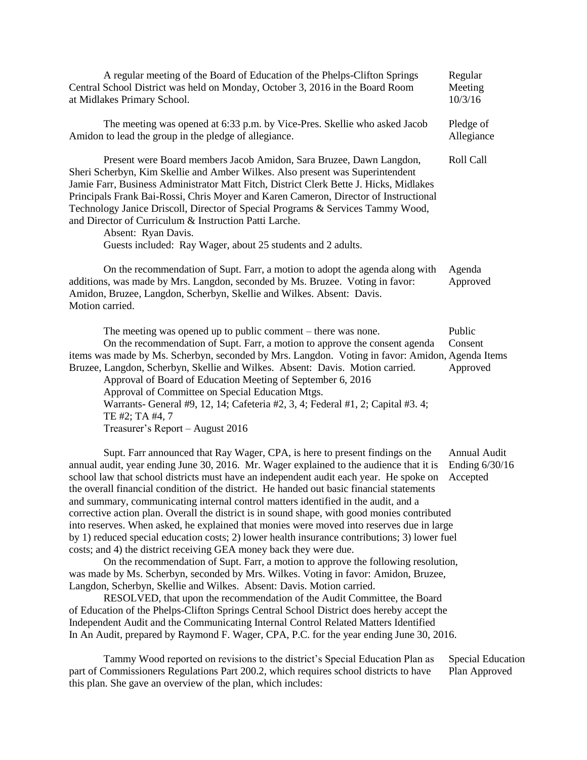A regular meeting of the Board of Education of the Phelps-Clifton Springs Central School District was held on Monday, October 3, 2016 in the Board Room at Midlakes Primary School.

**Regular Meeting 10/3/16**

**Pledge of Allegiance**

The meeting was opened at 6:33 p.m. by Vice-Pres. Skellie who asked Jacob Amidon to lead the group in the pledge of allegiance.

**Roll Call**

Present were Board members Jacob Amidon, Sara Bruzee, Dawn Langdon, Sheri Scherbyn, Kim Skellie and Amber Wilkes. Also present was Superintendent Jamie Farr, Business Administrator Matt Fitch, District Clerk Bette J. Hicks, Midlakes Principals Frank Bai-Rossi, Chris Moyer and Karen Cameron, Director of Instructional Technology Janice Driscoll, Director of Special Programs & Services Tammy Wood, and Director of Curriculum & Instruction Patti Larche.

Absent: Ryan Davis.

Guests included: Ray Wager, about 25 students and 2 adults.

**Agenda Approved**

On the recommendation of Supt. Farr, a motion to adopt the agenda along with additions, was made by Mrs. Langdon, seconded by Ms. Bruzee. Voting in favor: Amidon, Bruzee, Langdon, Scherbyn, Skellie and Wilkes. Absent: Davis. Motion carried.

**Public**

The meeting was opened up to public comment – there was none.

**Consent Agenda Items Approved**

On the recommendation of Supt. Farr, a motion to approve the consent agenda items was made by Ms. Scherbyn, seconded by Mrs. Langdon. Voting in favor: Amidon, Bruzee, Langdon, Scherbyn, Skellie and Wilkes. Absent: Davis. Motion carried.

Approval of Board of Education Meeting of September 6, 2016

Approval of Committee on Special Education Mtgs.

Warrants- General #9, 12, 14; Cafeteria #2, 3, 4; Federal #1, 2; Capital #3. 4; TE #2; TA #4, 7

Treasurer's Report – August 2016

**Annual Audit Ending 6/30/16 Accepted**

Supt. Farr announced that Ray Wager, CPA, is here to present findings on the annual audit, year ending June 30, 2016. Mr. Wager explained to the audience that it is school law that school districts must have an independent audit each year. He spoke on the overall financial condition of the district. He handed out basic financial statements and summary, communicating internal control matters identified in the audit, and a corrective action plan. Overall the district is in sound shape, with good monies contributed into reserves. When asked, he explained that monies were moved into reserves due in large by 1) reduced special education costs; 2) lower health insurance contributions; 3) lower fuel costs; and 4) the district receiving GEA money back they were due.

On the recommendation of Supt. Farr, a motion to approve the following resolution, was made by Ms. Scherbyn, seconded by Mrs. Wilkes. Voting in favor: Amidon, Bruzee, Langdon, Scherbyn, Skellie and Wilkes. Absent: Davis. Motion carried.

RESOLVED, that upon the recommendation of the Audit Committee, the Board of Education of the Phelps-Clifton Springs Central School District does hereby accept the Independent Audit and the Communicating Internal Control Related Matters Identified In An Audit, prepared by Raymond F. Wager, CPA, P.C. for the year ending June 30, 2016.

**Special Education Plan Approved**

Tammy Wood reported on revisions to the district's Special Education Plan as part of Commissioners Regulations Part 200.2, which requires school districts to have this plan. She gave an overview of the plan, which includes: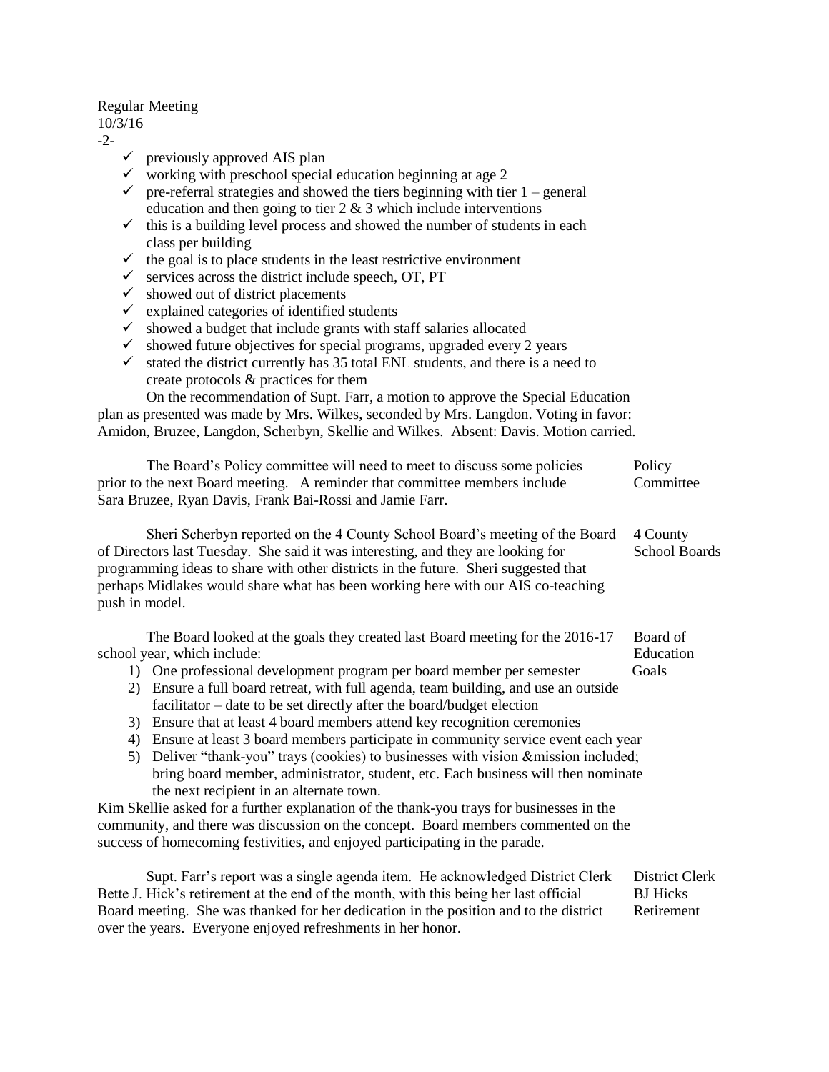Regular Meeting
10/3/16

- ✓ previously approved AIS plan
- ✓ working with preschool special education beginning at age 2
- ✓ pre-referral strategies and showed the tiers beginning with tier 1 – general education and then going to tier 2 & 3 which include interventions
- ✓ this is a building level process and showed the number of students in each class per building
- ✓ the goal is to place students in the least restrictive environment
- ✓ services across the district include speech, OT, PT
- ✓ showed out of district placements
- ✓ explained categories of identified students
- ✓ showed a budget that include grants with staff salaries allocated
- ✓ showed future objectives for special programs, upgraded every 2 years
- ✓ stated the district currently has 35 total ENL students, and there is a need to create protocols & practices for them

On the recommendation of Supt. Farr, a motion to approve the Special Education plan as presented was made by Mrs. Wilkes, seconded by Mrs. Langdon. Voting in favor: Amidon, Bruzee, Langdon, Scherbyn, Skellie and Wilkes. Absent: Davis. Motion carried.

**Policy Committee**

The Board's Policy committee will need to meet to discuss some policies prior to the next Board meeting. A reminder that committee members include Sara Bruzee, Ryan Davis, Frank Bai-Rossi and Jamie Farr.

**4 County School Boards**

Sheri Scherbyn reported on the 4 County School Board's meeting of the Board of Directors last Tuesday. She said it was interesting, and they are looking for programming ideas to share with other districts in the future. Sheri suggested that perhaps Midlakes would share what has been working here with our AIS co-teaching push in model.

**Board of Education Goals**

The Board looked at the goals they created last Board meeting for the 2016-17 school year, which include:

1) One professional development program per board member per semester
2) Ensure a full board retreat, with full agenda, team building, and use an outside facilitator – date to be set directly after the board/budget election
3) Ensure that at least 4 board members attend key recognition ceremonies
4) Ensure at least 3 board members participate in community service event each year
5) Deliver "thank-you" trays (cookies) to businesses with vision &mission included; bring board member, administrator, student, etc. Each business will then nominate the next recipient in an alternate town.

Kim Skellie asked for a further explanation of the thank-you trays for businesses in the community, and there was discussion on the concept. Board members commented on the success of homecoming festivities, and enjoyed participating in the parade.

**District Clerk BJ Hicks Retirement**

Supt. Farr's report was a single agenda item. He acknowledged District Clerk Bette J. Hick's retirement at the end of the month, with this being her last official Board meeting. She was thanked for her dedication in the position and to the district over the years. Everyone enjoyed refreshments in her honor.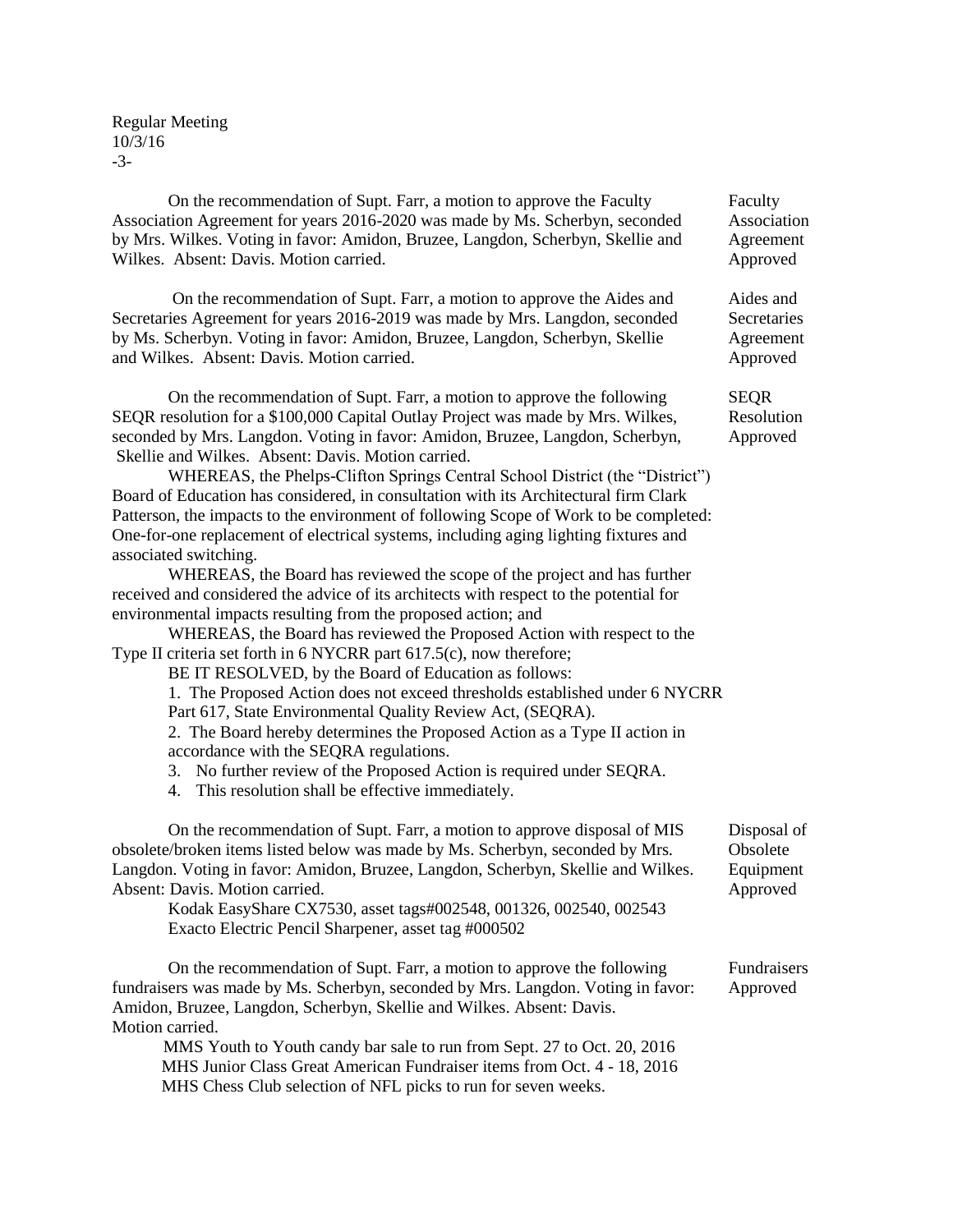On the recommendation of Supt. Farr, a motion to approve the Faculty Association Agreement for years 2016-2020 was made by Ms. Scherbyn, seconded by Mrs. Wilkes. Voting in favor: Amidon, Bruzee, Langdon, Scherbyn, Skellie and Wilkes. Absent: Davis. Motion carried.

**Faculty Association Agreement Approved**

On the recommendation of Supt. Farr, a motion to approve the Aides and Secretaries Agreement for years 2016-2019 was made by Mrs. Langdon, seconded by Ms. Scherbyn. Voting in favor: Amidon, Bruzee, Langdon, Scherbyn, Skellie and Wilkes. Absent: Davis. Motion carried.

**Aides and Secretaries Agreement Approved**

On the recommendation of Supt. Farr, a motion to approve the following SEQR resolution for a $100,000 Capital Outlay Project was made by Mrs. Wilkes, seconded by Mrs. Langdon. Voting in favor: Amidon, Bruzee, Langdon, Scherbyn, Skellie and Wilkes. Absent: Davis. Motion carried.

**SEQR Resolution Approved**

WHEREAS, the Phelps-Clifton Springs Central School District (the "District") Board of Education has considered, in consultation with its Architectural firm Clark Patterson, the impacts to the environment of following Scope of Work to be completed: One-for-one replacement of electrical systems, including aging lighting fixtures and associated switching.

WHEREAS, the Board has reviewed the scope of the project and has further received and considered the advice of its architects with respect to the potential for environmental impacts resulting from the proposed action; and

WHEREAS, the Board has reviewed the Proposed Action with respect to the Type II criteria set forth in 6 NYCRR part 617.5(c), now therefore;

BE IT RESOLVED, by the Board of Education as follows:

1. The Proposed Action does not exceed thresholds established under 6 NYCRR Part 617, State Environmental Quality Review Act, (SEQRA).
2. The Board hereby determines the Proposed Action as a Type II action in accordance with the SEQRA regulations.
3. No further review of the Proposed Action is required under SEQRA.
4. This resolution shall be effective immediately.

On the recommendation of Supt. Farr, a motion to approve disposal of MIS obsolete/broken items listed below was made by Ms. Scherbyn, seconded by Mrs. Langdon. Voting in favor: Amidon, Bruzee, Langdon, Scherbyn, Skellie and Wilkes. Absent: Davis. Motion carried.

**Disposal of Obsolete Equipment Approved**

Kodak EasyShare CX7530, asset tags#002548, 001326, 002540, 002543
Exacto Electric Pencil Sharpener, asset tag #000502

On the recommendation of Supt. Farr, a motion to approve the following fundraisers was made by Ms. Scherbyn, seconded by Mrs. Langdon. Voting in favor: Amidon, Bruzee, Langdon, Scherbyn, Skellie and Wilkes. Absent: Davis. Motion carried.

**Fundraisers Approved**

MMS Youth to Youth candy bar sale to run from Sept. 27 to Oct. 20, 2016
MHS Junior Class Great American Fundraiser items from Oct. 4 - 18, 2016
MHS Chess Club selection of NFL picks to run for seven weeks.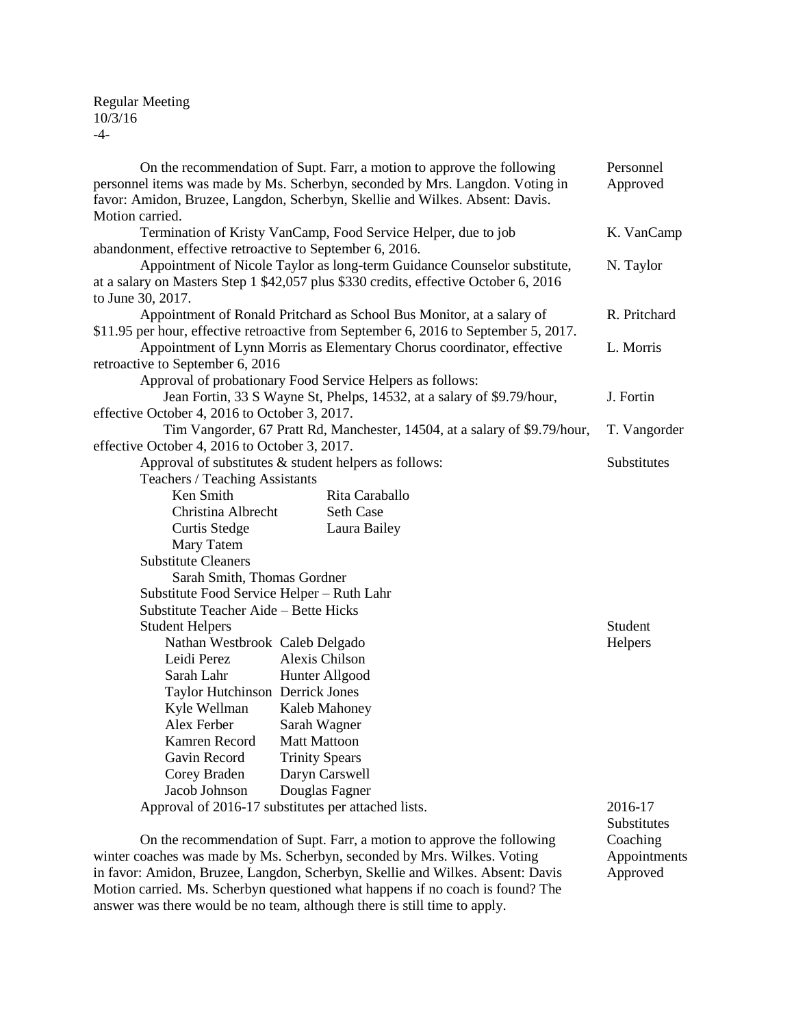Regular Meeting
10/3/16
-4-

On the recommendation of Supt. Farr, a motion to approve the following personnel items was made by Ms. Scherbyn, seconded by Mrs. Langdon. Voting in favor: Amidon, Bruzee, Langdon, Scherbyn, Skellie and Wilkes. Absent: Davis. Motion carried. — *Personnel Approved*

Termination of Kristy VanCamp, Food Service Helper, due to job abandonment, effective retroactive to September 6, 2016. — *K. VanCamp*

Appointment of Nicole Taylor as long-term Guidance Counselor substitute, at a salary on Masters Step 1 $42,057 plus $330 credits, effective October 6, 2016 to June 30, 2017. — *N. Taylor*

Appointment of Ronald Pritchard as School Bus Monitor, at a salary of $11.95 per hour, effective retroactive from September 6, 2016 to September 5, 2017. — *R. Pritchard*

Appointment of Lynn Morris as Elementary Chorus coordinator, effective retroactive to September 6, 2016 — *L. Morris*

Approval of probationary Food Service Helpers as follows:

Jean Fortin, 33 S Wayne St, Phelps, 14532, at a salary of $9.79/hour, effective October 4, 2016 to October 3, 2017. — *J. Fortin*

Tim Vangorder, 67 Pratt Rd, Manchester, 14504, at a salary of $9.79/hour, effective October 4, 2016 to October 3, 2017. — *T. Vangorder*

Approval of substitutes & student helpers as follows: — *Substitutes*

Teachers / Teaching Assistants

| | |
|---|---|
| Ken Smith | Rita Caraballo |
| Christina Albrecht | Seth Case |
| Curtis Stedge | Laura Bailey |
| Mary Tatem | |

Substitute Cleaners

Sarah Smith, Thomas Gordner

Substitute Food Service Helper – Ruth Lahr

Substitute Teacher Aide – Bette Hicks

Student Helpers — *Student Helpers*

| | |
|---|---|
| Nathan Westbrook | Caleb Delgado |
| Leidi Perez | Alexis Chilson |
| Sarah Lahr | Hunter Allgood |
| Taylor Hutchinson | Derrick Jones |
| Kyle Wellman | Kaleb Mahoney |
| Alex Ferber | Sarah Wagner |
| Kamren Record | Matt Mattoon |
| Gavin Record | Trinity Spears |
| Corey Braden | Daryn Carswell |
| Jacob Johnson | Douglas Fagner |

Approval of 2016-17 substitutes per attached lists. — *2016-17 Substitutes*

On the recommendation of Supt. Farr, a motion to approve the following winter coaches was made by Ms. Scherbyn, seconded by Mrs. Wilkes. Voting in favor: Amidon, Bruzee, Langdon, Scherbyn, Skellie and Wilkes. Absent: Davis Motion carried. Ms. Scherbyn questioned what happens if no coach is found? The answer was there would be no team, although there is still time to apply. — *Coaching Appointments Approved*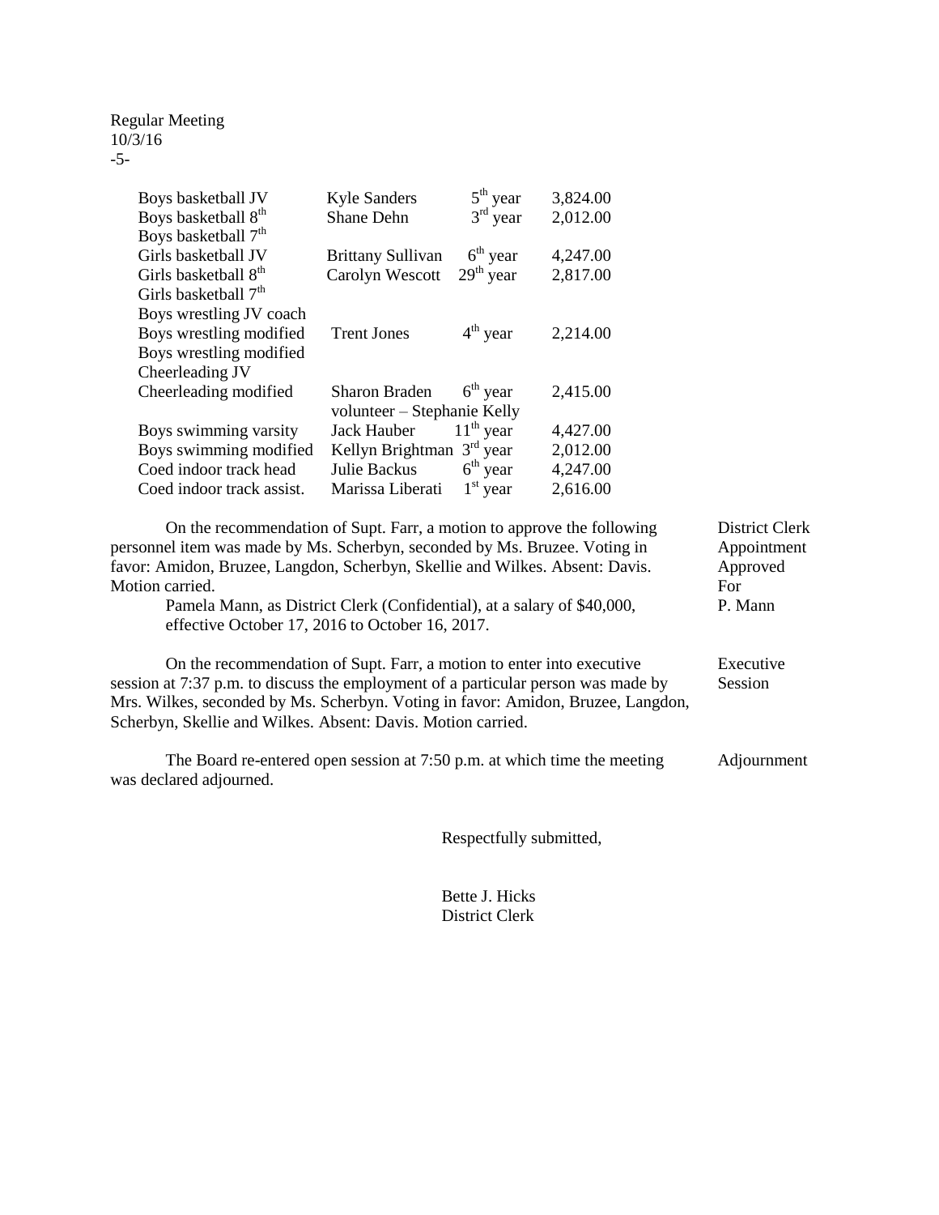Regular Meeting
10/3/16
-5-

| | | | |
|---|---|---|---|
| Boys basketball JV | Kyle Sanders | 5th year | 3,824.00 |
| Boys basketball 8th | Shane Dehn | 3rd year | 2,012.00 |
| Boys basketball 7th | | | |
| Girls basketball JV | Brittany Sullivan | 6th year | 4,247.00 |
| Girls basketball 8th | Carolyn Wescott | 29th year | 2,817.00 |
| Girls basketball 7th | | | |
| Boys wrestling JV coach | | | |
| Boys wrestling modified | Trent Jones | 4th year | 2,214.00 |
| Boys wrestling modified | | | |
| Cheerleading JV | | | |
| Cheerleading modified | Sharon Braden | 6th year | 2,415.00 |
| | volunteer – Stephanie Kelly | | |
| Boys swimming varsity | Jack Hauber | 11th year | 4,427.00 |
| Boys swimming modified | Kellyn Brightman | 3rd year | 2,012.00 |
| Coed indoor track head | Julie Backus | 6th year | 4,247.00 |
| Coed indoor track assist. | Marissa Liberati | 1st year | 2,616.00 |

**District Clerk Appointment Approved For P. Mann**

On the recommendation of Supt. Farr, a motion to approve the following personnel item was made by Ms. Scherbyn, seconded by Ms. Bruzee. Voting in favor: Amidon, Bruzee, Langdon, Scherbyn, Skellie and Wilkes. Absent: Davis. Motion carried.

Pamela Mann, as District Clerk (Confidential), at a salary of $40,000, effective October 17, 2016 to October 16, 2017.

**Executive Session**

On the recommendation of Supt. Farr, a motion to enter into executive session at 7:37 p.m. to discuss the employment of a particular person was made by Mrs. Wilkes, seconded by Ms. Scherbyn. Voting in favor: Amidon, Bruzee, Langdon, Scherbyn, Skellie and Wilkes. Absent: Davis. Motion carried.

**Adjournment**

The Board re-entered open session at 7:50 p.m. at which time the meeting was declared adjourned.

Respectfully submitted,

Bette J. Hicks
District Clerk